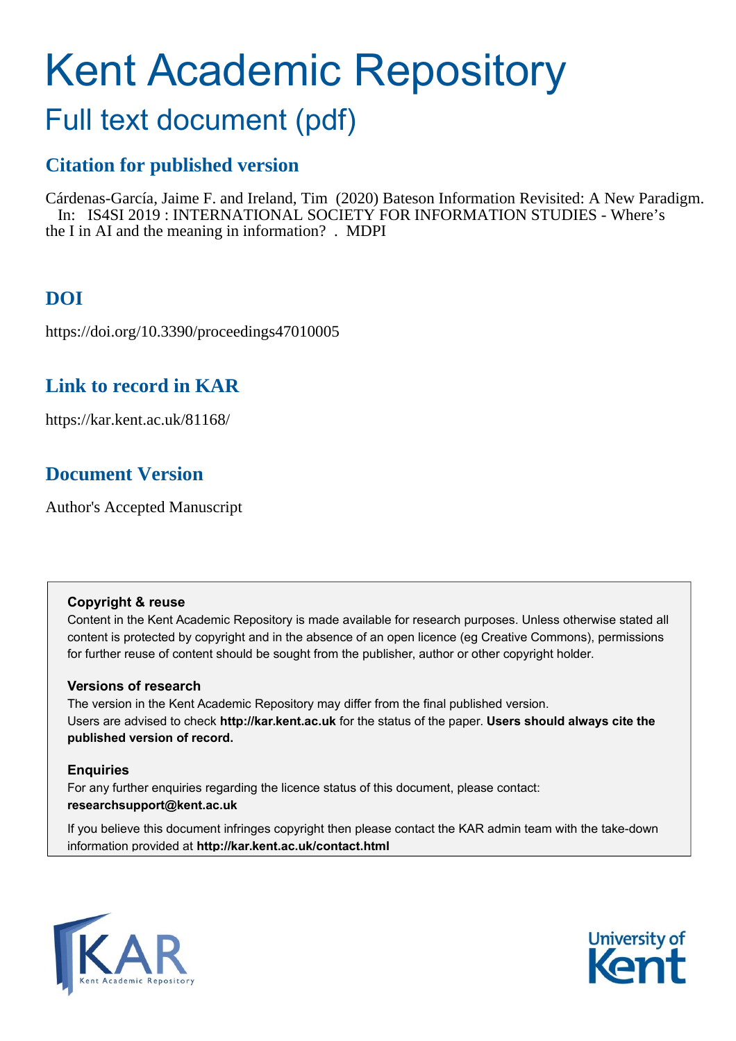# Kent Academic Repository

## Full text document (pdf)

### Citation for published version

Cárdenas-García, Jaime F. and Ireland, Tim (2020) Bateson Information Revisited: A New Paradigm. In: IS4SI 2019 : INTERNATIONAL SOCIETY FOR INFORMATION STUDIES - Where's the I in AI and the meaning in information? . MDPI

### DOI

https://doi.org/10.3390/proceedings47010005

### Link to record in KAR

https://kar.kent.ac.uk/81168/

### Document Version

Author's Accepted Manuscript

**Copyright & reuse**

Content in the Kent Academic Repository is made available for research purposes. Unless otherwise stated all content is protected by copyright and in the absence of an open licence (eg Creative Commons), permissions for further reuse of content should be sought from the publisher, author or other copyright holder.

**Versions of research**

The version in the Kent Academic Repository may differ from the final published version. Users are advised to check **http://kar.kent.ac.uk** for the status of the paper. **Users should always cite the published version of record.**

**Enquiries**

For any further enquiries regarding the licence status of this document, please contact: **researchsupport@kent.ac.uk**

If you believe this document infringes copyright then please contact the KAR admin team with the take-down information provided at **http://kar.kent.ac.uk/contact.html**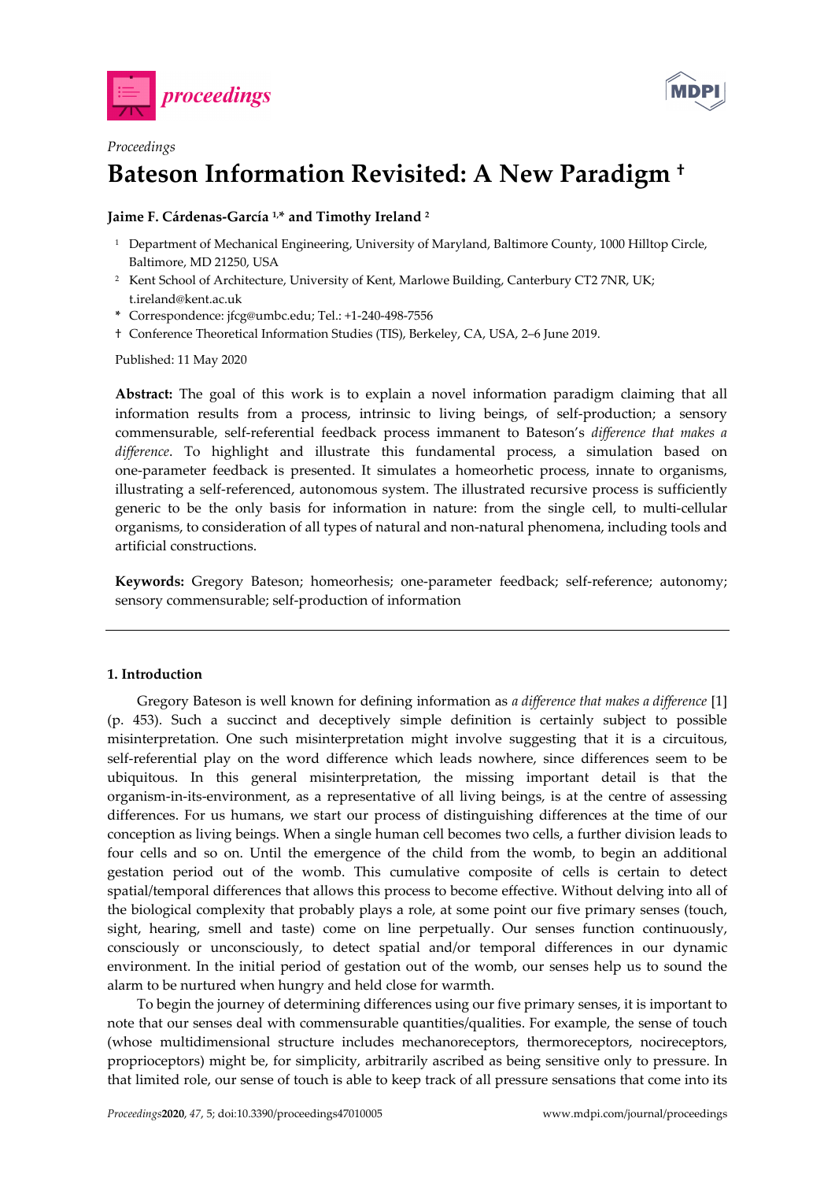# proceedings

*Proceedings*

# Bateson Information Revisited: A New Paradigm †

**Jaime F. Cárdenas-García [1,*] and Timothy Ireland [2]**

[1] Department of Mechanical Engineering, University of Maryland, Baltimore County, 1000 Hilltop Circle, Baltimore, MD 21250, USA

[2] Kent School of Architecture, University of Kent, Marlowe Building, Canterbury CT2 7NR, UK; t.ireland@kent.ac.uk

\* Correspondence: jfcg@umbc.edu; Tel.: +1-240-498-7556

† Conference Theoretical Information Studies (TIS), Berkeley, CA, USA, 2–6 June 2019.

Published: 11 May 2020

**Abstract:** The goal of this work is to explain a novel information paradigm claiming that all information results from a process, intrinsic to living beings, of self-production; a sensory commensurable, self-referential feedback process immanent to Bateson's *difference that makes a difference*. To highlight and illustrate this fundamental process, a simulation based on one-parameter feedback is presented. It simulates a homeorhetic process, innate to organisms, illustrating a self-referenced, autonomous system. The illustrated recursive process is sufficiently generic to be the only basis for information in nature: from the single cell, to multi-cellular organisms, to consideration of all types of natural and non-natural phenomena, including tools and artificial constructions.

**Keywords:** Gregory Bateson; homeorhesis; one-parameter feedback; self-reference; autonomy; sensory commensurable; self-production of information

## 1. Introduction

Gregory Bateson is well known for defining information as *a difference that makes a difference* [1] (p. 453). Such a succinct and deceptively simple definition is certainly subject to possible misinterpretation. One such misinterpretation might involve suggesting that it is a circuitous, self-referential play on the word difference which leads nowhere, since differences seem to be ubiquitous. In this general misinterpretation, the missing important detail is that the organism-in-its-environment, as a representative of all living beings, is at the centre of assessing differences. For us humans, we start our process of distinguishing differences at the time of our conception as living beings. When a single human cell becomes two cells, a further division leads to four cells and so on. Until the emergence of the child from the womb, to begin an additional gestation period out of the womb. This cumulative composite of cells is certain to detect spatial/temporal differences that allows this process to become effective. Without delving into all of the biological complexity that probably plays a role, at some point our five primary senses (touch, sight, hearing, smell and taste) come on line perpetually. Our senses function continuously, consciously or unconsciously, to detect spatial and/or temporal differences in our dynamic environment. In the initial period of gestation out of the womb, our senses help us to sound the alarm to be nurtured when hungry and held close for warmth.

To begin the journey of determining differences using our five primary senses, it is important to note that our senses deal with commensurable quantities/qualities. For example, the sense of touch (whose multidimensional structure includes mechanoreceptors, thermoreceptors, nocireceptors, proprioceptors) might be, for simplicity, arbitrarily ascribed as being sensitive only to pressure. In that limited role, our sense of touch is able to keep track of all pressure sensations that come into its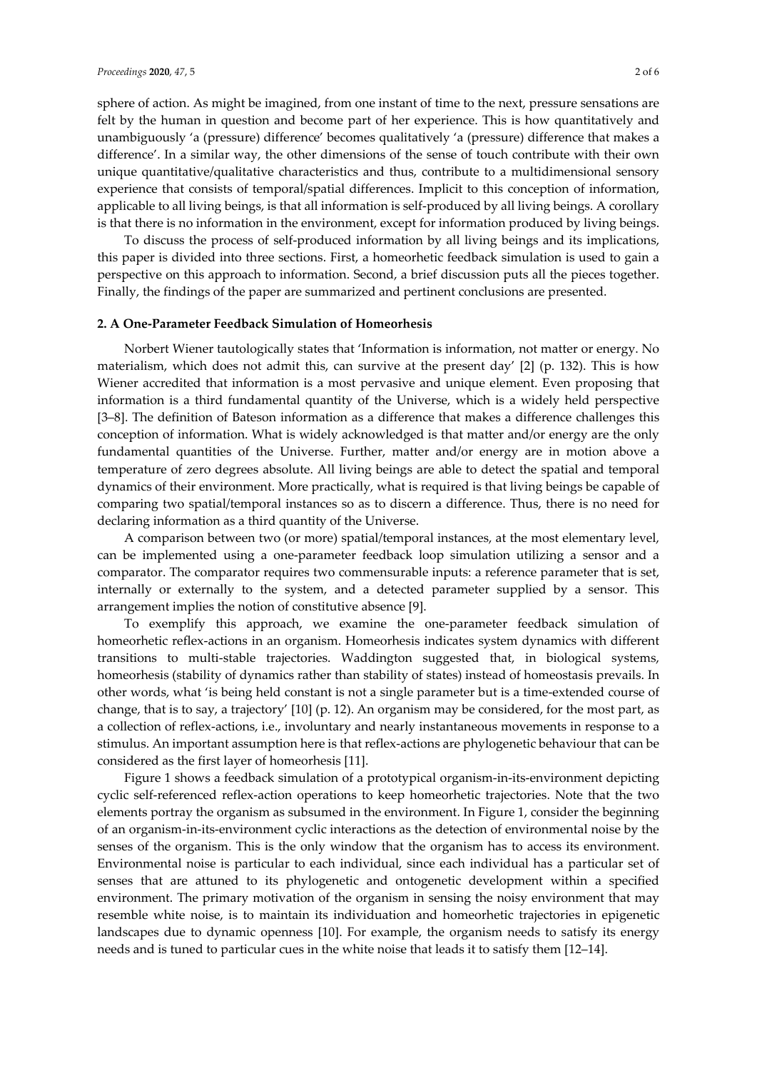sphere of action. As might be imagined, from one instant of time to the next, pressure sensations are felt by the human in question and become part of her experience. This is how quantitatively and unambiguously 'a (pressure) difference' becomes qualitatively 'a (pressure) difference that makes a difference'. In a similar way, the other dimensions of the sense of touch contribute with their own unique quantitative/qualitative characteristics and thus, contribute to a multidimensional sensory experience that consists of temporal/spatial differences. Implicit to this conception of information, applicable to all living beings, is that all information is self-produced by all living beings. A corollary is that there is no information in the environment, except for information produced by living beings.

To discuss the process of self-produced information by all living beings and its implications, this paper is divided into three sections. First, a homeorhetic feedback simulation is used to gain a perspective on this approach to information. Second, a brief discussion puts all the pieces together. Finally, the findings of the paper are summarized and pertinent conclusions are presented.

## 2. A One-Parameter Feedback Simulation of Homeorhesis

Norbert Wiener tautologically states that 'Information is information, not matter or energy. No materialism, which does not admit this, can survive at the present day' [2] (p. 132). This is how Wiener accredited that information is a most pervasive and unique element. Even proposing that information is a third fundamental quantity of the Universe, which is a widely held perspective [3–8]. The definition of Bateson information as a difference that makes a difference challenges this conception of information. What is widely acknowledged is that matter and/or energy are the only fundamental quantities of the Universe. Further, matter and/or energy are in motion above a temperature of zero degrees absolute. All living beings are able to detect the spatial and temporal dynamics of their environment. More practically, what is required is that living beings be capable of comparing two spatial/temporal instances so as to discern a difference. Thus, there is no need for declaring information as a third quantity of the Universe.

A comparison between two (or more) spatial/temporal instances, at the most elementary level, can be implemented using a one-parameter feedback loop simulation utilizing a sensor and a comparator. The comparator requires two commensurable inputs: a reference parameter that is set, internally or externally to the system, and a detected parameter supplied by a sensor. This arrangement implies the notion of constitutive absence [9].

To exemplify this approach, we examine the one-parameter feedback simulation of homeorhetic reflex-actions in an organism. Homeorhesis indicates system dynamics with different transitions to multi-stable trajectories. Waddington suggested that, in biological systems, homeorhesis (stability of dynamics rather than stability of states) instead of homeostasis prevails. In other words, what 'is being held constant is not a single parameter but is a time-extended course of change, that is to say, a trajectory' [10] (p. 12). An organism may be considered, for the most part, as a collection of reflex-actions, i.e., involuntary and nearly instantaneous movements in response to a stimulus. An important assumption here is that reflex-actions are phylogenetic behaviour that can be considered as the first layer of homeorhesis [11].

Figure 1 shows a feedback simulation of a prototypical organism-in-its-environment depicting cyclic self-referenced reflex-action operations to keep homeorhetic trajectories. Note that the two elements portray the organism as subsumed in the environment. In Figure 1, consider the beginning of an organism-in-its-environment cyclic interactions as the detection of environmental noise by the senses of the organism. This is the only window that the organism has to access its environment. Environmental noise is particular to each individual, since each individual has a particular set of senses that are attuned to its phylogenetic and ontogenetic development within a specified environment. The primary motivation of the organism in sensing the noisy environment that may resemble white noise, is to maintain its individuation and homeorhetic trajectories in epigenetic landscapes due to dynamic openness [10]. For example, the organism needs to satisfy its energy needs and is tuned to particular cues in the white noise that leads it to satisfy them [12–14].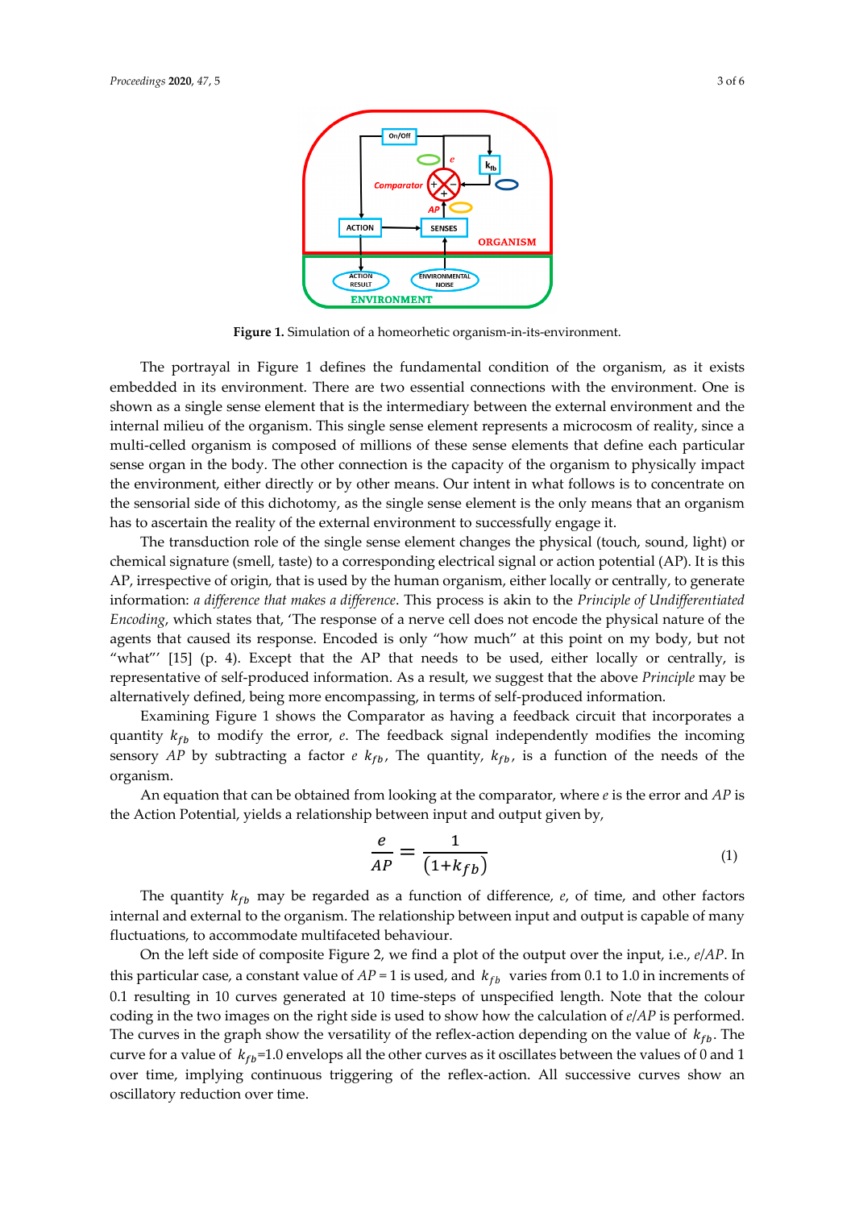**Figure 1.** Simulation of a homeorhetic organism-in-its-environment.

The portrayal in Figure 1 defines the fundamental condition of the organism, as it exists embedded in its environment. There are two essential connections with the environment. One is shown as a single sense element that is the intermediary between the external environment and the internal milieu of the organism. This single sense element represents a microcosm of reality, since a multi-celled organism is composed of millions of these sense elements that define each particular sense organ in the body. The other connection is the capacity of the organism to physically impact the environment, either directly or by other means. Our intent in what follows is to concentrate on the sensorial side of this dichotomy, as the single sense element is the only means that an organism has to ascertain the reality of the external environment to successfully engage it.

The transduction role of the single sense element changes the physical (touch, sound, light) or chemical signature (smell, taste) to a corresponding electrical signal or action potential (AP). It is this AP, irrespective of origin, that is used by the human organism, either locally or centrally, to generate information: *a difference that makes a difference*. This process is akin to the *Principle of Undifferentiated Encoding*, which states that, 'The response of a nerve cell does not encode the physical nature of the agents that caused its response. Encoded is only "how much" at this point on my body, but not "what"' [15] (p. 4). Except that the AP that needs to be used, either locally or centrally, is representative of self-produced information. As a result, we suggest that the above *Principle* may be alternatively defined, being more encompassing, in terms of self-produced information.

Examining Figure 1 shows the Comparator as having a feedback circuit that incorporates a quantity $k_{fb}$ to modify the error, $e$. The feedback signal independently modifies the incoming sensory $AP$ by subtracting a factor $e\ k_{fb}$, The quantity, $k_{fb}$, is a function of the needs of the organism.

An equation that can be obtained from looking at the comparator, where $e$ is the error and $AP$ is the Action Potential, yields a relationship between input and output given by,

$$\frac{e}{AP} = \frac{1}{(1+k_{fb})} \tag{1}$$

The quantity $k_{fb}$ may be regarded as a function of difference, $e$, of time, and other factors internal and external to the organism. The relationship between input and output is capable of many fluctuations, to accommodate multifaceted behaviour.

On the left side of composite Figure 2, we find a plot of the output over the input, i.e., $e/AP$. In this particular case, a constant value of $AP = 1$ is used, and $k_{fb}$ varies from 0.1 to 1.0 in increments of 0.1 resulting in 10 curves generated at 10 time-steps of unspecified length. Note that the colour coding in the two images on the right side is used to show how the calculation of $e/AP$ is performed. The curves in the graph show the versatility of the reflex-action depending on the value of $k_{fb}$. The curve for a value of $k_{fb}$=1.0 envelops all the other curves as it oscillates between the values of 0 and 1 over time, implying continuous triggering of the reflex-action. All successive curves show an oscillatory reduction over time.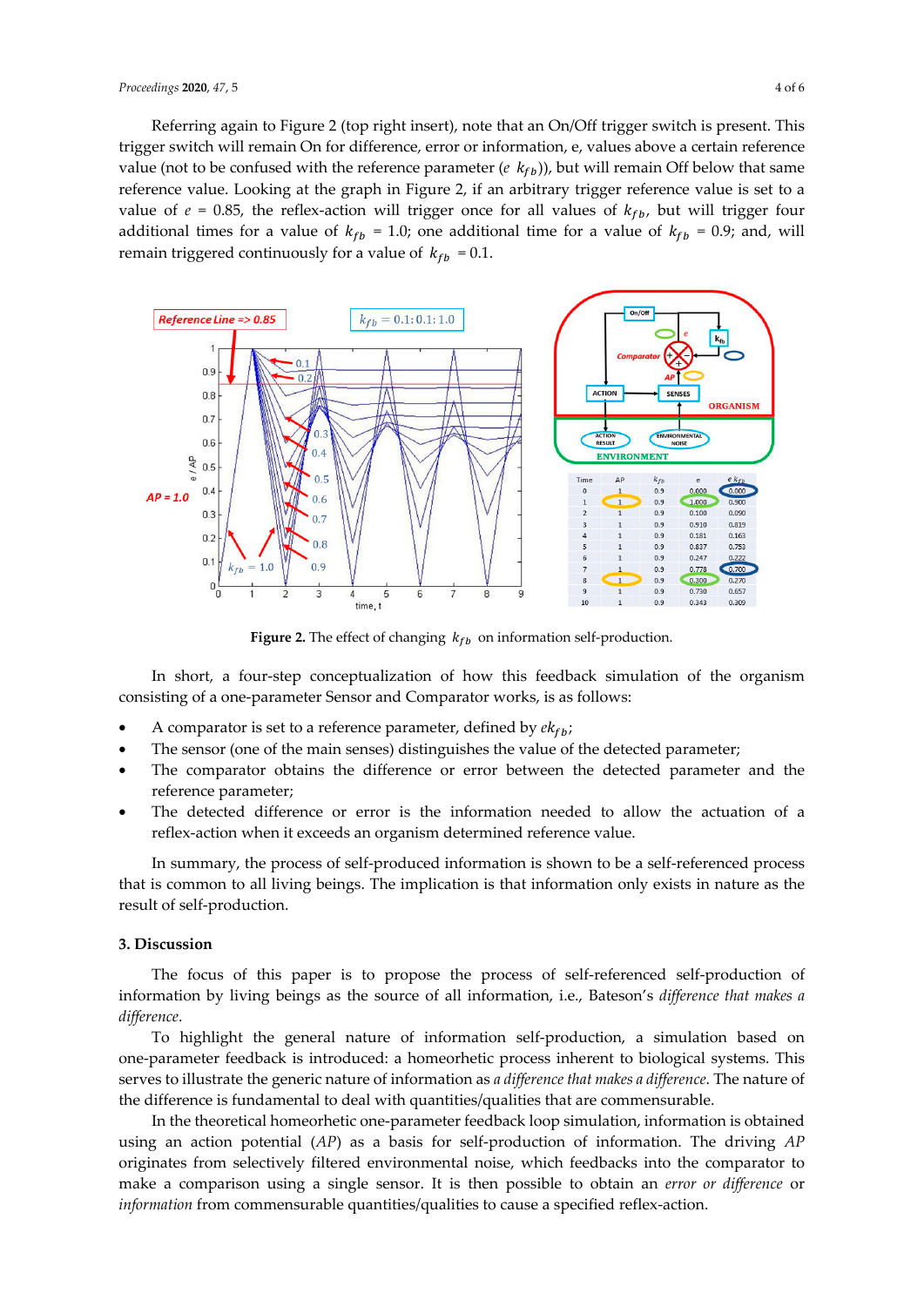Referring again to Figure 2 (top right insert), note that an On/Off trigger switch is present. This trigger switch will remain On for difference, error or information, e, values above a certain reference value (not to be confused with the reference parameter ($e\ k_{fb}$)), but will remain Off below that same reference value. Looking at the graph in Figure 2, if an arbitrary trigger reference value is set to a value of $e$ = 0.85, the reflex-action will trigger once for all values of $k_{fb}$, but will trigger four additional times for a value of $k_{fb}$ = 1.0; one additional time for a value of $k_{fb}$ = 0.9; and, will remain triggered continuously for a value of $k_{fb}$ = 0.1.

Figure 2. The effect of changing $k_{fb}$ on information self-production.

In short, a four-step conceptualization of how this feedback simulation of the organism consisting of a one-parameter Sensor and Comparator works, is as follows:

- A comparator is set to a reference parameter, defined by $ek_{fb}$;
- The sensor (one of the main senses) distinguishes the value of the detected parameter;
- The comparator obtains the difference or error between the detected parameter and the reference parameter;
- The detected difference or error is the information needed to allow the actuation of a reflex-action when it exceeds an organism determined reference value.

In summary, the process of self-produced information is shown to be a self-referenced process that is common to all living beings. The implication is that information only exists in nature as the result of self-production.

## 3. Discussion

The focus of this paper is to propose the process of self-referenced self-production of information by living beings as the source of all information, i.e., Bateson's *difference that makes a difference*.

To highlight the general nature of information self-production, a simulation based on one-parameter feedback is introduced: a homeorhetic process inherent to biological systems. This serves to illustrate the generic nature of information as *a difference that makes a difference*. The nature of the difference is fundamental to deal with quantities/qualities that are commensurable.

In the theoretical homeorhetic one-parameter feedback loop simulation, information is obtained using an action potential (*AP*) as a basis for self-production of information. The driving *AP* originates from selectively filtered environmental noise, which feedbacks into the comparator to make a comparison using a single sensor. It is then possible to obtain an *error or difference* or *information* from commensurable quantities/qualities to cause a specified reflex-action.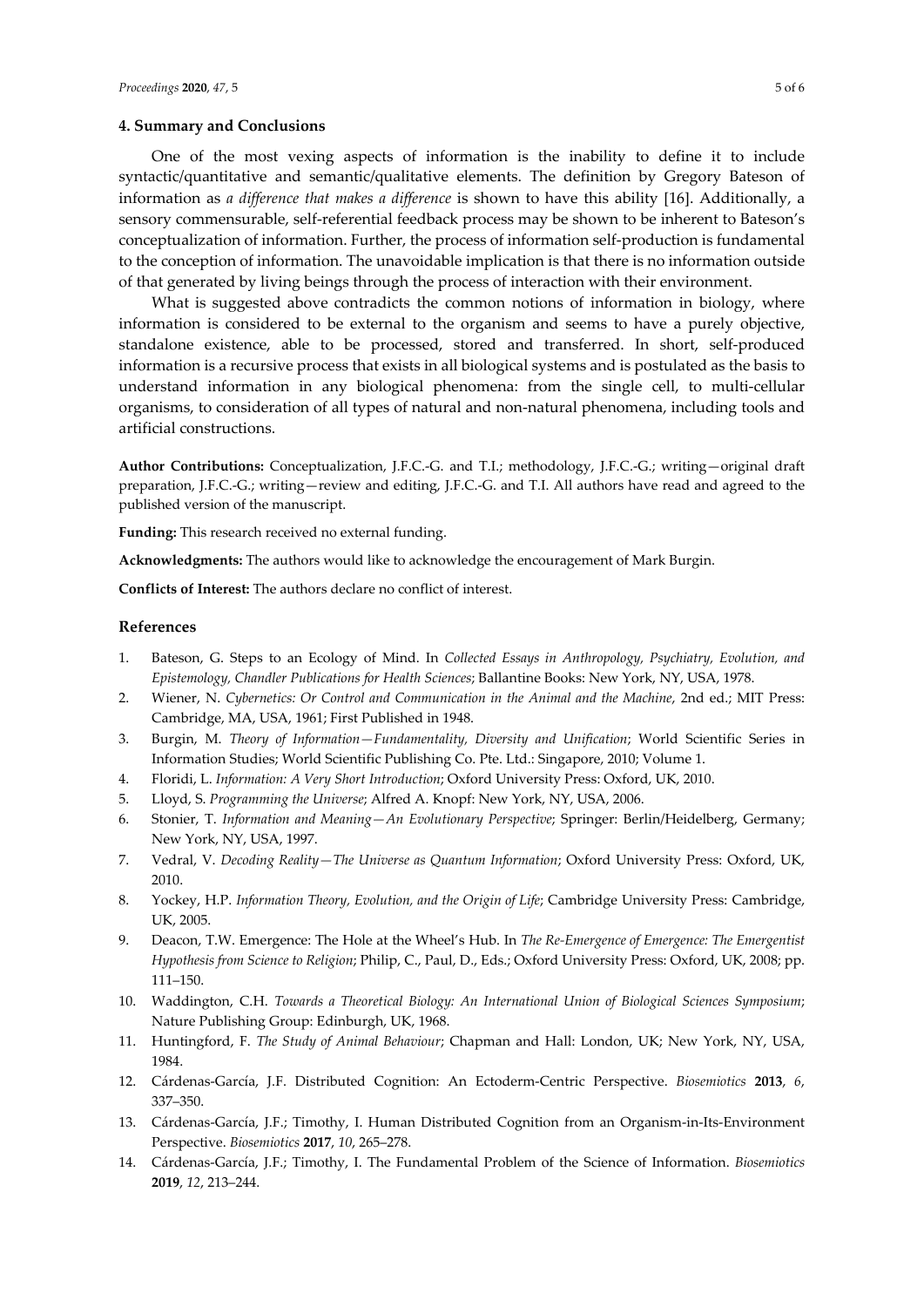## 4. Summary and Conclusions

One of the most vexing aspects of information is the inability to define it to include syntactic/quantitative and semantic/qualitative elements. The definition by Gregory Bateson of information as *a difference that makes a difference* is shown to have this ability [16]. Additionally, a sensory commensurable, self-referential feedback process may be shown to be inherent to Bateson's conceptualization of information. Further, the process of information self-production is fundamental to the conception of information. The unavoidable implication is that there is no information outside of that generated by living beings through the process of interaction with their environment.

What is suggested above contradicts the common notions of information in biology, where information is considered to be external to the organism and seems to have a purely objective, standalone existence, able to be processed, stored and transferred. In short, self-produced information is a recursive process that exists in all biological systems and is postulated as the basis to understand information in any biological phenomena: from the single cell, to multi-cellular organisms, to consideration of all types of natural and non-natural phenomena, including tools and artificial constructions.

**Author Contributions:** Conceptualization, J.F.C.-G. and T.I.; methodology, J.F.C.-G.; writing—original draft preparation, J.F.C.-G.; writing—review and editing, J.F.C.-G. and T.I. All authors have read and agreed to the published version of the manuscript.

**Funding:** This research received no external funding.

**Acknowledgments:** The authors would like to acknowledge the encouragement of Mark Burgin.

**Conflicts of Interest:** The authors declare no conflict of interest.

## References

1. Bateson, G. Steps to an Ecology of Mind. In *Collected Essays in Anthropology, Psychiatry, Evolution, and Epistemology, Chandler Publications for Health Sciences*; Ballantine Books: New York, NY, USA, 1978.
2. Wiener, N. *Cybernetics: Or Control and Communication in the Animal and the Machine*, 2nd ed.; MIT Press: Cambridge, MA, USA, 1961; First Published in 1948.
3. Burgin, M. *Theory of Information—Fundamentality, Diversity and Unification*; World Scientific Series in Information Studies; World Scientific Publishing Co. Pte. Ltd.: Singapore, 2010; Volume 1.
4. Floridi, L. *Information: A Very Short Introduction*; Oxford University Press: Oxford, UK, 2010.
5. Lloyd, S. *Programming the Universe*; Alfred A. Knopf: New York, NY, USA, 2006.
6. Stonier, T. *Information and Meaning—An Evolutionary Perspective*; Springer: Berlin/Heidelberg, Germany; New York, NY, USA, 1997.
7. Vedral, V. *Decoding Reality—The Universe as Quantum Information*; Oxford University Press: Oxford, UK, 2010.
8. Yockey, H.P. *Information Theory, Evolution, and the Origin of Life*; Cambridge University Press: Cambridge, UK, 2005.
9. Deacon, T.W. Emergence: The Hole at the Wheel's Hub. In *The Re-Emergence of Emergence: The Emergentist Hypothesis from Science to Religion*; Philip, C., Paul, D., Eds.; Oxford University Press: Oxford, UK, 2008; pp. 111–150.
10. Waddington, C.H. *Towards a Theoretical Biology: An International Union of Biological Sciences Symposium*; Nature Publishing Group: Edinburgh, UK, 1968.
11. Huntingford, F. *The Study of Animal Behaviour*; Chapman and Hall: London, UK; New York, NY, USA, 1984.
12. Cárdenas-García, J.F. Distributed Cognition: An Ectoderm-Centric Perspective. *Biosemiotics* **2013**, *6*, 337–350.
13. Cárdenas-García, J.F.; Timothy, I. Human Distributed Cognition from an Organism-in-Its-Environment Perspective. *Biosemiotics* **2017**, *10*, 265–278.
14. Cárdenas-García, J.F.; Timothy, I. The Fundamental Problem of the Science of Information. *Biosemiotics* **2019**, *12*, 213–244.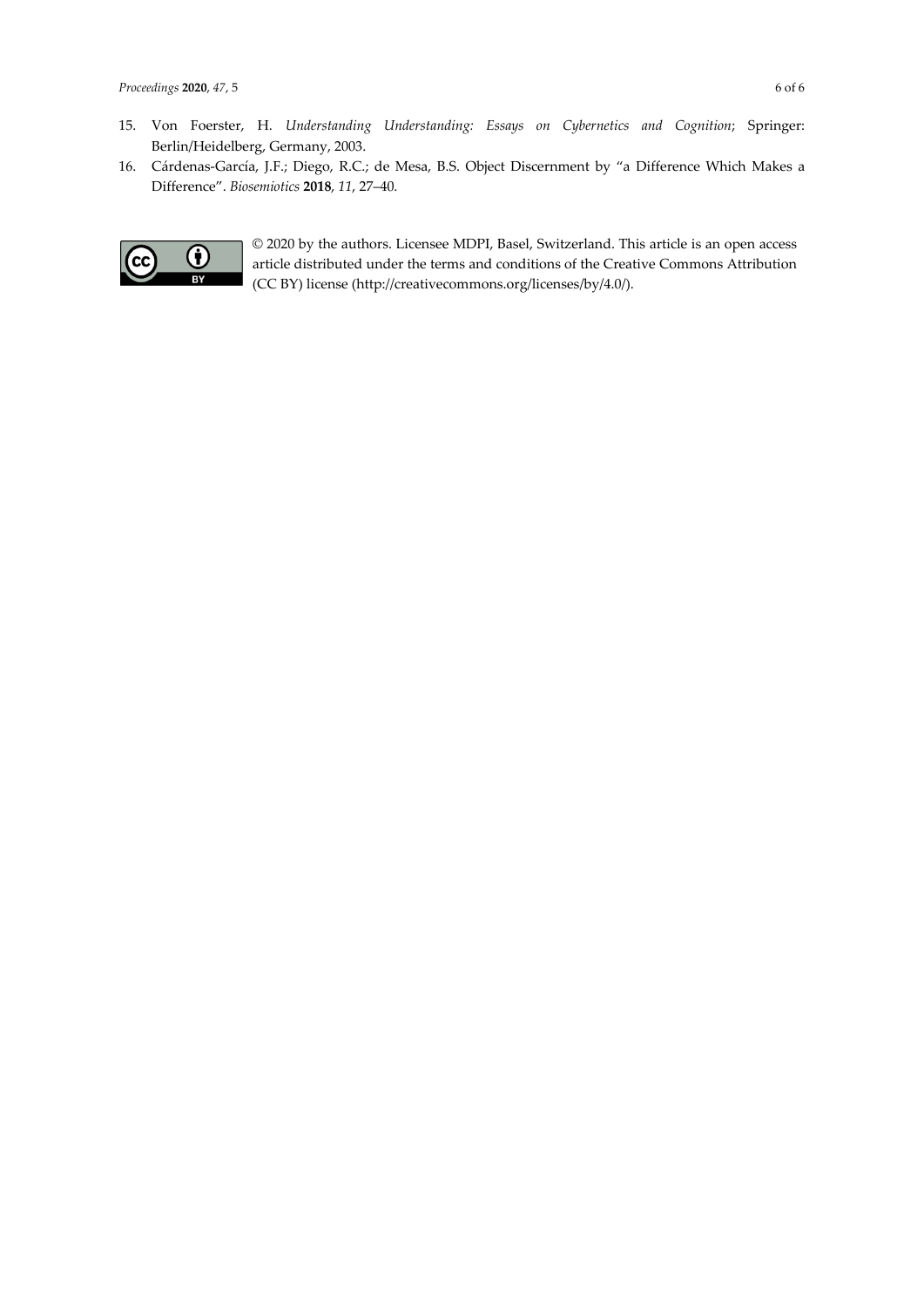15. Von Foerster, H. *Understanding Understanding: Essays on Cybernetics and Cognition*; Springer: Berlin/Heidelberg, Germany, 2003.
16. Cárdenas-García, J.F.; Diego, R.C.; de Mesa, B.S. Object Discernment by "a Difference Which Makes a Difference". *Biosemiotics* **2018**, *11*, 27–40.

© 2020 by the authors. Licensee MDPI, Basel, Switzerland. This article is an open access article distributed under the terms and conditions of the Creative Commons Attribution (CC BY) license (http://creativecommons.org/licenses/by/4.0/).